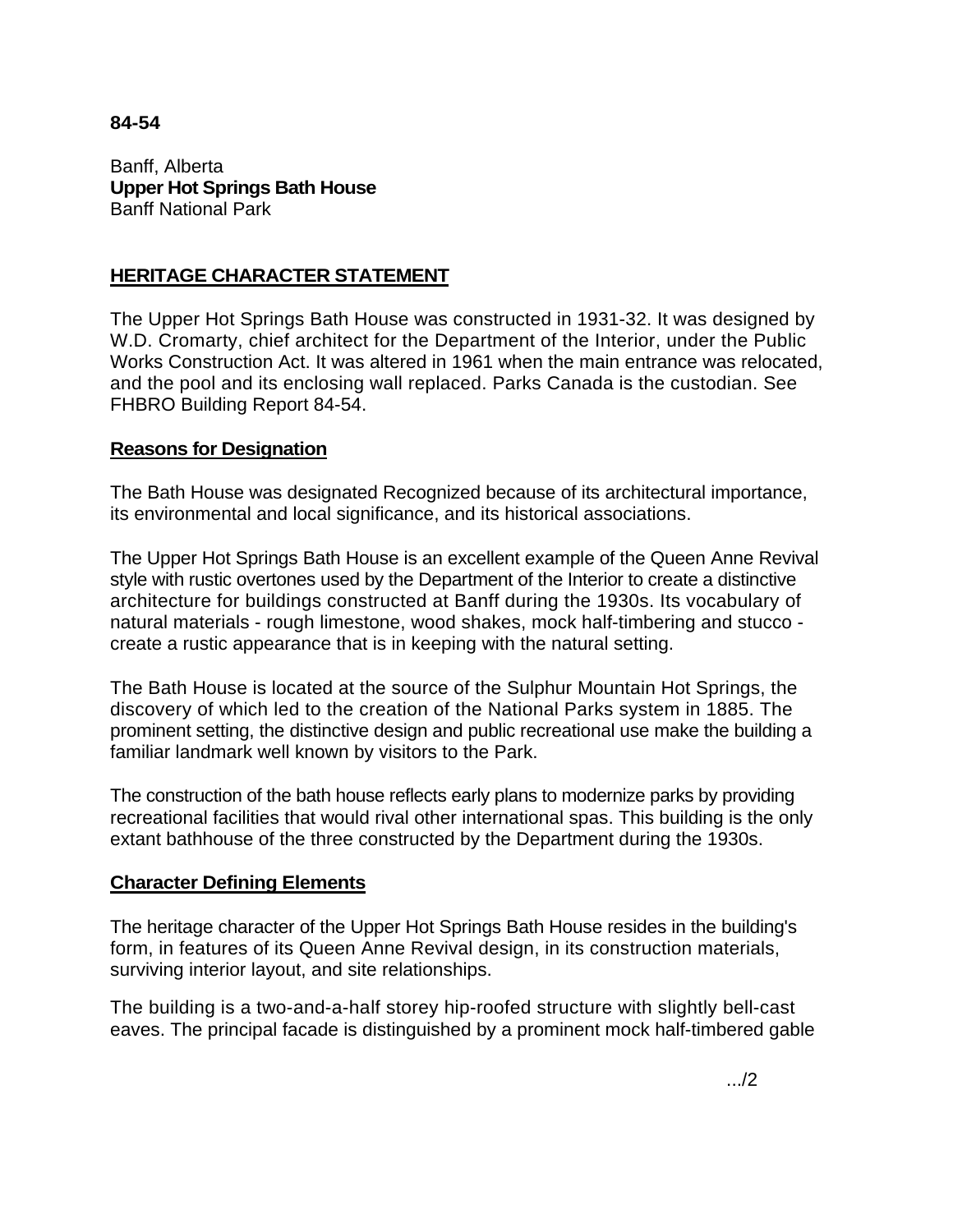**84-54**

Banff, Alberta
**Upper Hot Springs Bath House**
Banff National Park

## HERITAGE CHARACTER STATEMENT

The Upper Hot Springs Bath House was constructed in 1931-32. It was designed by W.D. Cromarty, chief architect for the Department of the Interior, under the Public Works Construction Act. It was altered in 1961 when the main entrance was relocated, and the pool and its enclosing wall replaced. Parks Canada is the custodian. See FHBRO Building Report 84-54.

### Reasons for Designation

The Bath House was designated Recognized because of its architectural importance, its environmental and local significance, and its historical associations.

The Upper Hot Springs Bath House is an excellent example of the Queen Anne Revival style with rustic overtones used by the Department of the Interior to create a distinctive architecture for buildings constructed at Banff during the 1930s. Its vocabulary of natural materials - rough limestone, wood shakes, mock half-timbering and stucco - create a rustic appearance that is in keeping with the natural setting.

The Bath House is located at the source of the Sulphur Mountain Hot Springs, the discovery of which led to the creation of the National Parks system in 1885. The prominent setting, the distinctive design and public recreational use make the building a familiar landmark well known by visitors to the Park.

The construction of the bath house reflects early plans to modernize parks by providing recreational facilities that would rival other international spas. This building is the only extant bathhouse of the three constructed by the Department during the 1930s.

### Character Defining Elements

The heritage character of the Upper Hot Springs Bath House resides in the building's form, in features of its Queen Anne Revival design, in its construction materials, surviving interior layout, and site relationships.

The building is a two-and-a-half storey hip-roofed structure with slightly bell-cast eaves. The principal facade is distinguished by a prominent mock half-timbered gable

.../2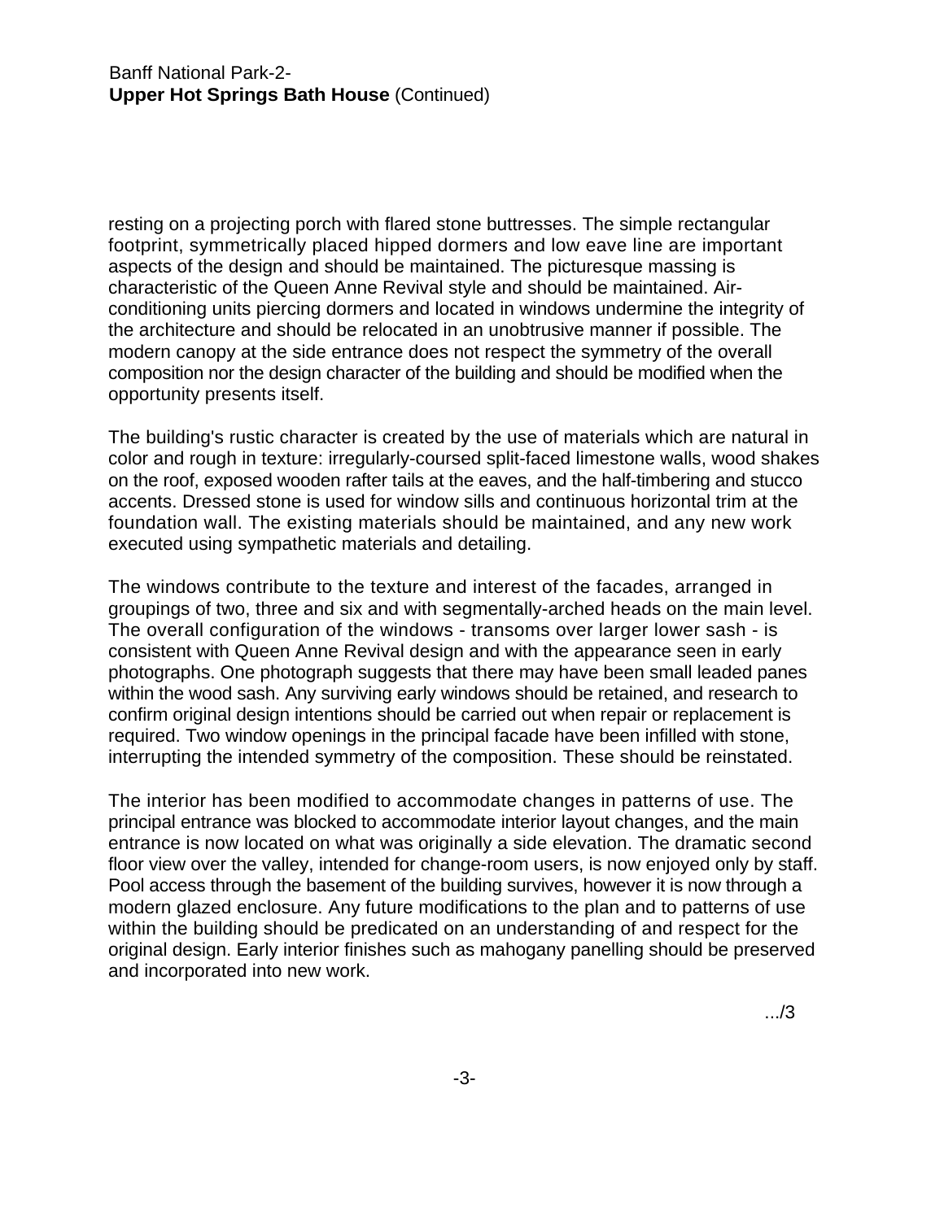resting on a projecting porch with flared stone buttresses. The simple rectangular footprint, symmetrically placed hipped dormers and low eave line are important aspects of the design and should be maintained. The picturesque massing is characteristic of the Queen Anne Revival style and should be maintained. Air-conditioning units piercing dormers and located in windows undermine the integrity of the architecture and should be relocated in an unobtrusive manner if possible. The modern canopy at the side entrance does not respect the symmetry of the overall composition nor the design character of the building and should be modified when the opportunity presents itself.

The building's rustic character is created by the use of materials which are natural in color and rough in texture: irregularly-coursed split-faced limestone walls, wood shakes on the roof, exposed wooden rafter tails at the eaves, and the half-timbering and stucco accents. Dressed stone is used for window sills and continuous horizontal trim at the foundation wall. The existing materials should be maintained, and any new work executed using sympathetic materials and detailing.

The windows contribute to the texture and interest of the facades, arranged in groupings of two, three and six and with segmentally-arched heads on the main level. The overall configuration of the windows - transoms over larger lower sash - is consistent with Queen Anne Revival design and with the appearance seen in early photographs. One photograph suggests that there may have been small leaded panes within the wood sash. Any surviving early windows should be retained, and research to confirm original design intentions should be carried out when repair or replacement is required. Two window openings in the principal facade have been infilled with stone, interrupting the intended symmetry of the composition. These should be reinstated.

The interior has been modified to accommodate changes in patterns of use. The principal entrance was blocked to accommodate interior layout changes, and the main entrance is now located on what was originally a side elevation. The dramatic second floor view over the valley, intended for change-room users, is now enjoyed only by staff. Pool access through the basement of the building survives, however it is now through a modern glazed enclosure. Any future modifications to the plan and to patterns of use within the building should be predicated on an understanding of and respect for the original design. Early interior finishes such as mahogany panelling should be preserved and incorporated into new work.

.../3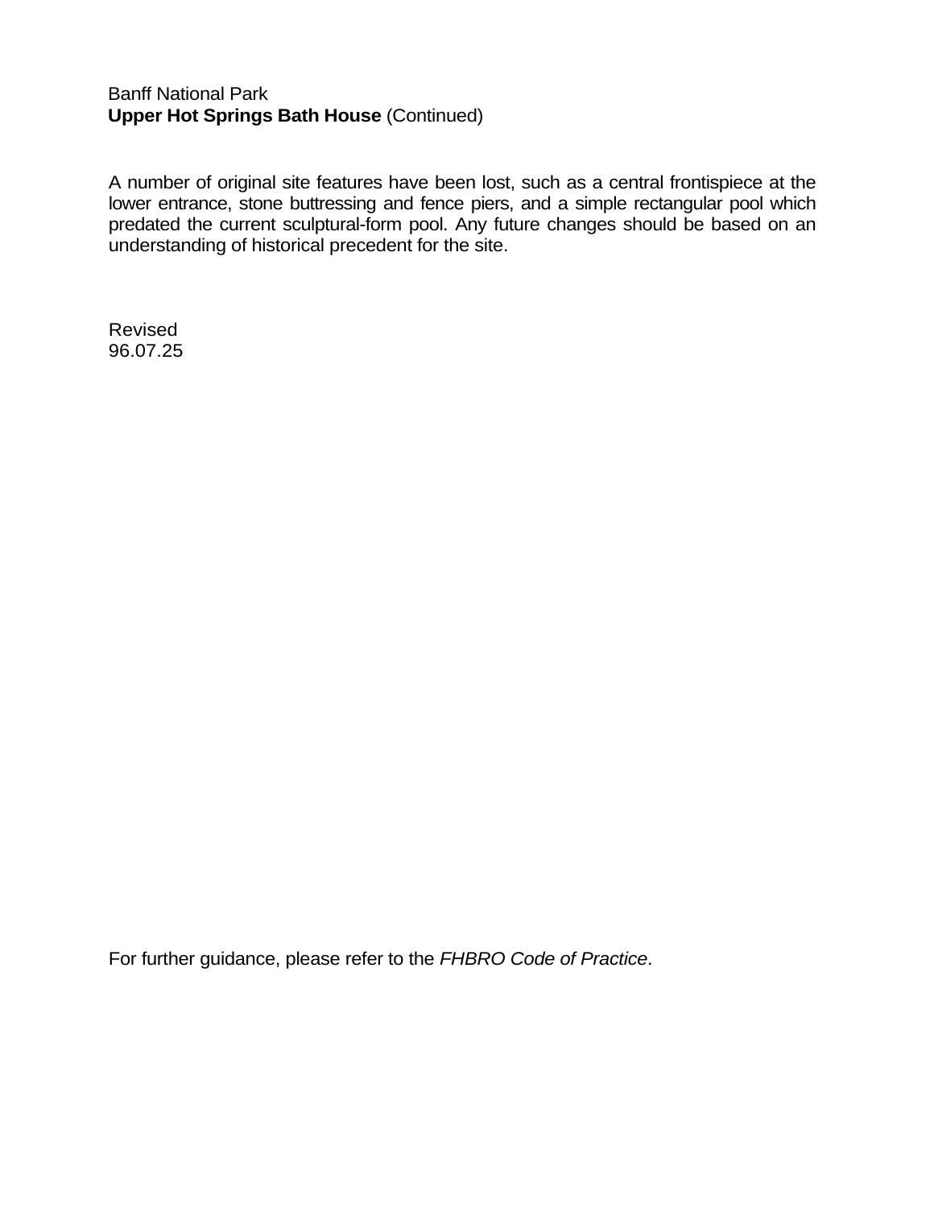Banff National Park
**Upper Hot Springs Bath House** (Continued)

A number of original site features have been lost, such as a central frontispiece at the lower entrance, stone buttressing and fence piers, and a simple rectangular pool which predated the current sculptural-form pool. Any future changes should be based on an understanding of historical precedent for the site.

Revised
96.07.25

For further guidance, please refer to the *FHBRO Code of Practice*.